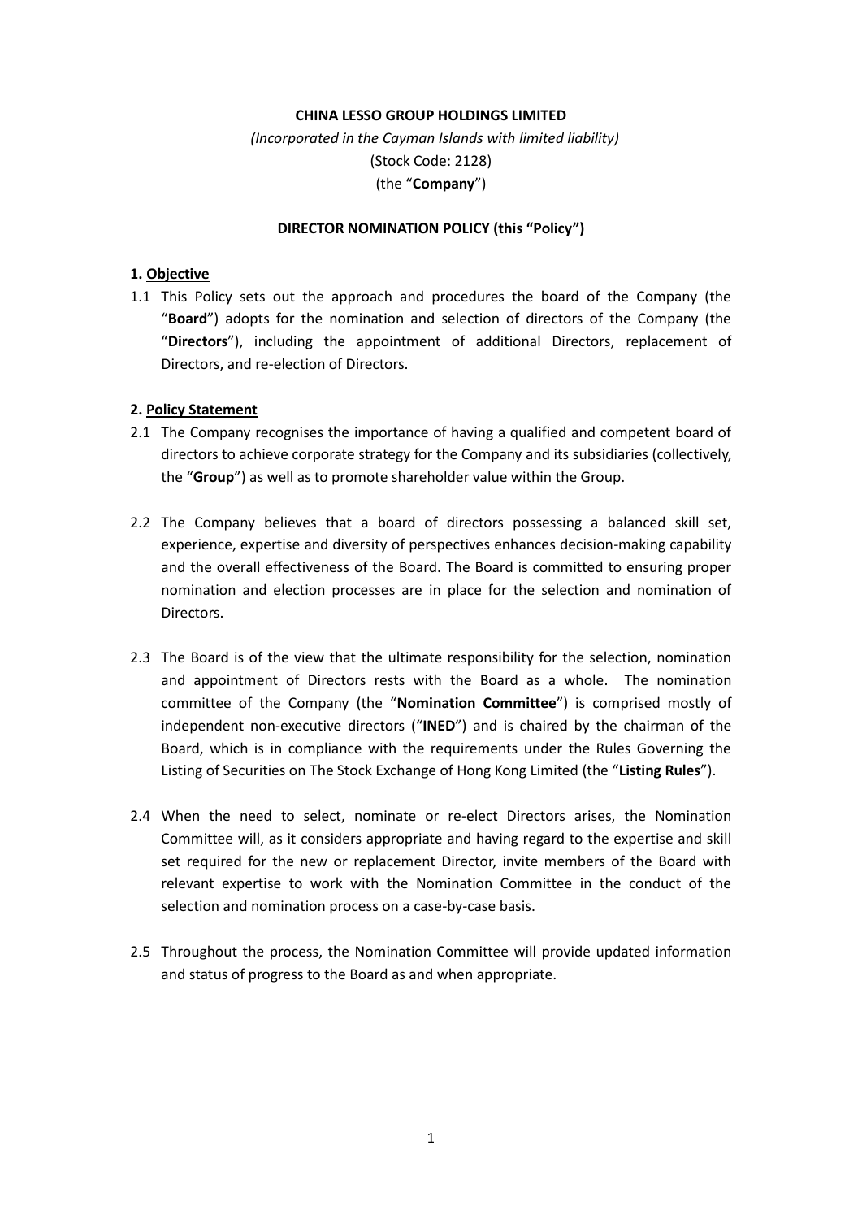**CHINA LESSO GROUP HOLDINGS LIMITED**

*(Incorporated in the Cayman Islands with limited liability)*

(Stock Code: 2128)

(the "**Company**")

**DIRECTOR NOMINATION POLICY (this "Policy")**

## 1. Objective

1.1 This Policy sets out the approach and procedures the board of the Company (the "**Board**") adopts for the nomination and selection of directors of the Company (the "**Directors**"), including the appointment of additional Directors, replacement of Directors, and re-election of Directors.

## 2. Policy Statement

2.1 The Company recognises the importance of having a qualified and competent board of directors to achieve corporate strategy for the Company and its subsidiaries (collectively, the "**Group**") as well as to promote shareholder value within the Group.

2.2 The Company believes that a board of directors possessing a balanced skill set, experience, expertise and diversity of perspectives enhances decision-making capability and the overall effectiveness of the Board. The Board is committed to ensuring proper nomination and election processes are in place for the selection and nomination of Directors.

2.3 The Board is of the view that the ultimate responsibility for the selection, nomination and appointment of Directors rests with the Board as a whole. The nomination committee of the Company (the "**Nomination Committee**") is comprised mostly of independent non-executive directors ("**INED**") and is chaired by the chairman of the Board, which is in compliance with the requirements under the Rules Governing the Listing of Securities on The Stock Exchange of Hong Kong Limited (the "**Listing Rules**").

2.4 When the need to select, nominate or re-elect Directors arises, the Nomination Committee will, as it considers appropriate and having regard to the expertise and skill set required for the new or replacement Director, invite members of the Board with relevant expertise to work with the Nomination Committee in the conduct of the selection and nomination process on a case-by-case basis.

2.5 Throughout the process, the Nomination Committee will provide updated information and status of progress to the Board as and when appropriate.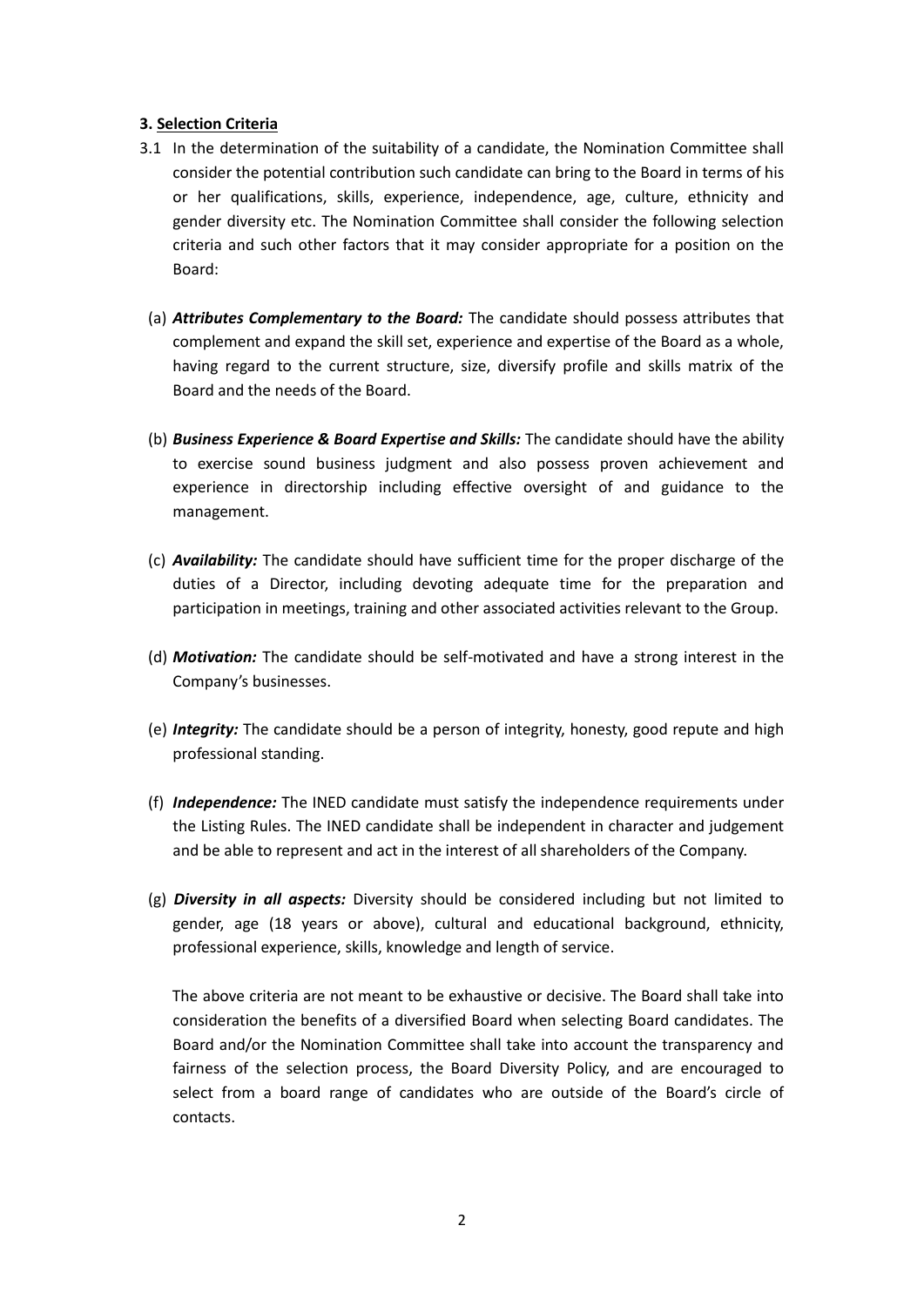### 3. Selection Criteria

3.1 In the determination of the suitability of a candidate, the Nomination Committee shall consider the potential contribution such candidate can bring to the Board in terms of his or her qualifications, skills, experience, independence, age, culture, ethnicity and gender diversity etc. The Nomination Committee shall consider the following selection criteria and such other factors that it may consider appropriate for a position on the Board:

(a) ***Attributes Complementary to the Board:*** The candidate should possess attributes that complement and expand the skill set, experience and expertise of the Board as a whole, having regard to the current structure, size, diversify profile and skills matrix of the Board and the needs of the Board.

(b) ***Business Experience & Board Expertise and Skills:*** The candidate should have the ability to exercise sound business judgment and also possess proven achievement and experience in directorship including effective oversight of and guidance to the management.

(c) ***Availability:*** The candidate should have sufficient time for the proper discharge of the duties of a Director, including devoting adequate time for the preparation and participation in meetings, training and other associated activities relevant to the Group.

(d) ***Motivation:*** The candidate should be self-motivated and have a strong interest in the Company's businesses.

(e) ***Integrity:*** The candidate should be a person of integrity, honesty, good repute and high professional standing.

(f) ***Independence:*** The INED candidate must satisfy the independence requirements under the Listing Rules. The INED candidate shall be independent in character and judgement and be able to represent and act in the interest of all shareholders of the Company.

(g) ***Diversity in all aspects:*** Diversity should be considered including but not limited to gender, age (18 years or above), cultural and educational background, ethnicity, professional experience, skills, knowledge and length of service.

The above criteria are not meant to be exhaustive or decisive. The Board shall take into consideration the benefits of a diversified Board when selecting Board candidates. The Board and/or the Nomination Committee shall take into account the transparency and fairness of the selection process, the Board Diversity Policy, and are encouraged to select from a board range of candidates who are outside of the Board's circle of contacts.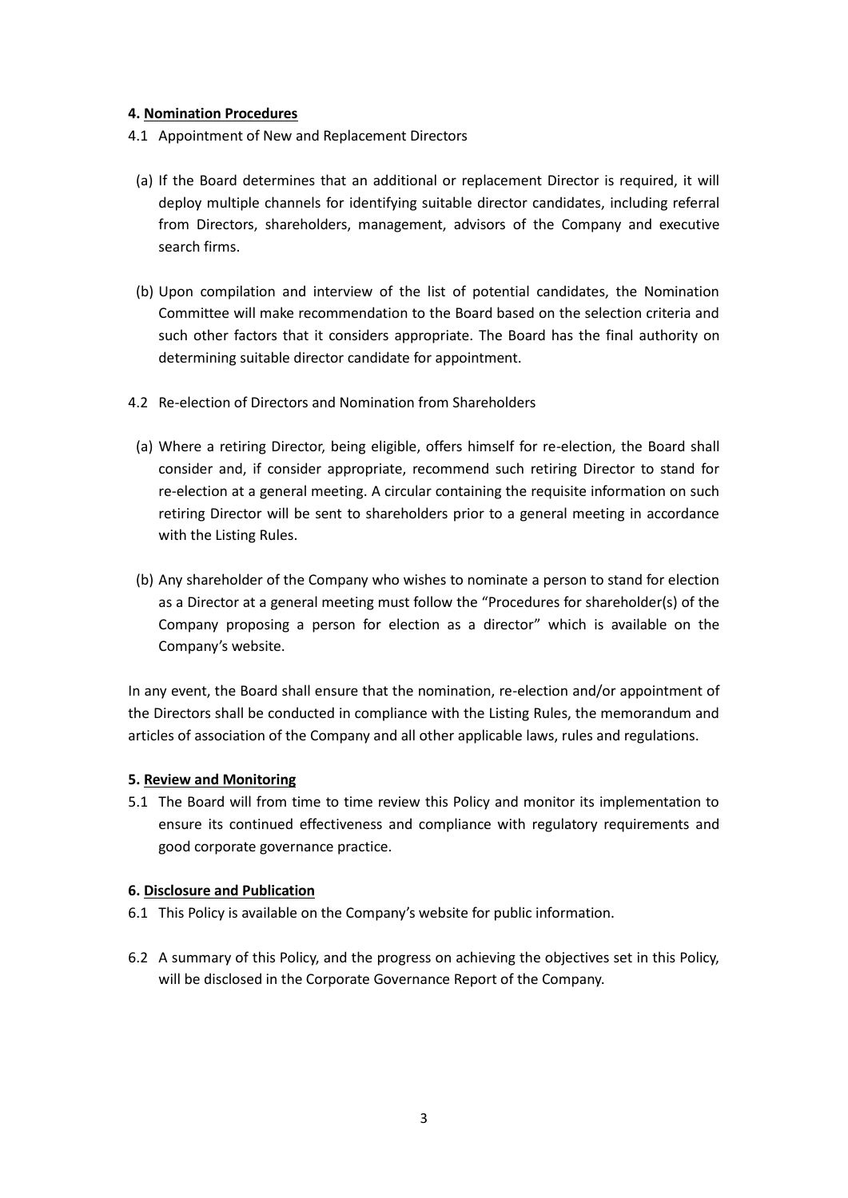## 4. Nomination Procedures

4.1 Appointment of New and Replacement Directors

(a) If the Board determines that an additional or replacement Director is required, it will deploy multiple channels for identifying suitable director candidates, including referral from Directors, shareholders, management, advisors of the Company and executive search firms.

(b) Upon compilation and interview of the list of potential candidates, the Nomination Committee will make recommendation to the Board based on the selection criteria and such other factors that it considers appropriate. The Board has the final authority on determining suitable director candidate for appointment.

4.2 Re-election of Directors and Nomination from Shareholders

(a) Where a retiring Director, being eligible, offers himself for re-election, the Board shall consider and, if consider appropriate, recommend such retiring Director to stand for re-election at a general meeting. A circular containing the requisite information on such retiring Director will be sent to shareholders prior to a general meeting in accordance with the Listing Rules.

(b) Any shareholder of the Company who wishes to nominate a person to stand for election as a Director at a general meeting must follow the "Procedures for shareholder(s) of the Company proposing a person for election as a director" which is available on the Company's website.

In any event, the Board shall ensure that the nomination, re-election and/or appointment of the Directors shall be conducted in compliance with the Listing Rules, the memorandum and articles of association of the Company and all other applicable laws, rules and regulations.

## 5. Review and Monitoring

5.1 The Board will from time to time review this Policy and monitor its implementation to ensure its continued effectiveness and compliance with regulatory requirements and good corporate governance practice.

## 6. Disclosure and Publication

6.1 This Policy is available on the Company's website for public information.

6.2 A summary of this Policy, and the progress on achieving the objectives set in this Policy, will be disclosed in the Corporate Governance Report of the Company.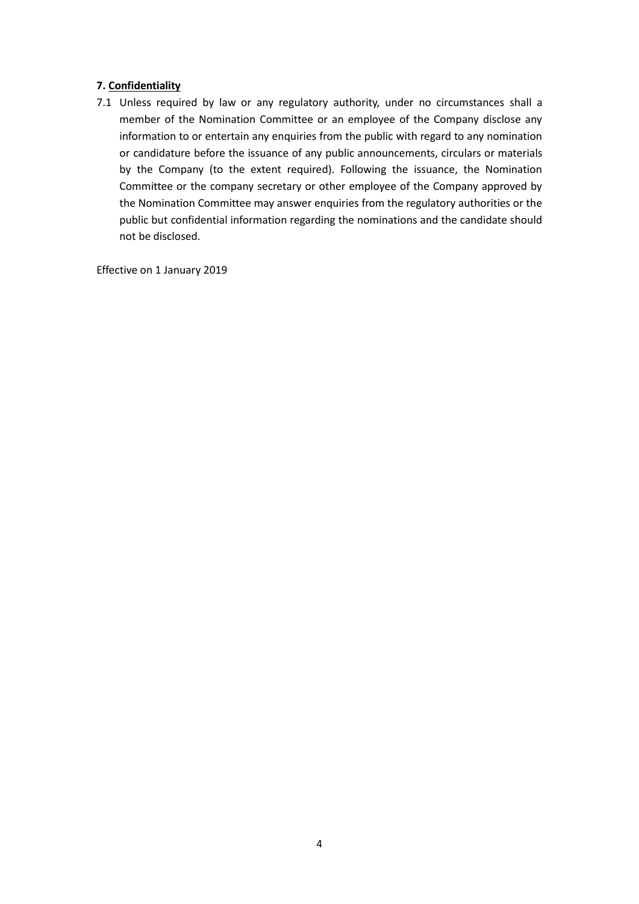**7. Confidentiality**

7.1 Unless required by law or any regulatory authority, under no circumstances shall a member of the Nomination Committee or an employee of the Company disclose any information to or entertain any enquiries from the public with regard to any nomination or candidature before the issuance of any public announcements, circulars or materials by the Company (to the extent required). Following the issuance, the Nomination Committee or the company secretary or other employee of the Company approved by the Nomination Committee may answer enquiries from the regulatory authorities or the public but confidential information regarding the nominations and the candidate should not be disclosed.

Effective on 1 January 2019